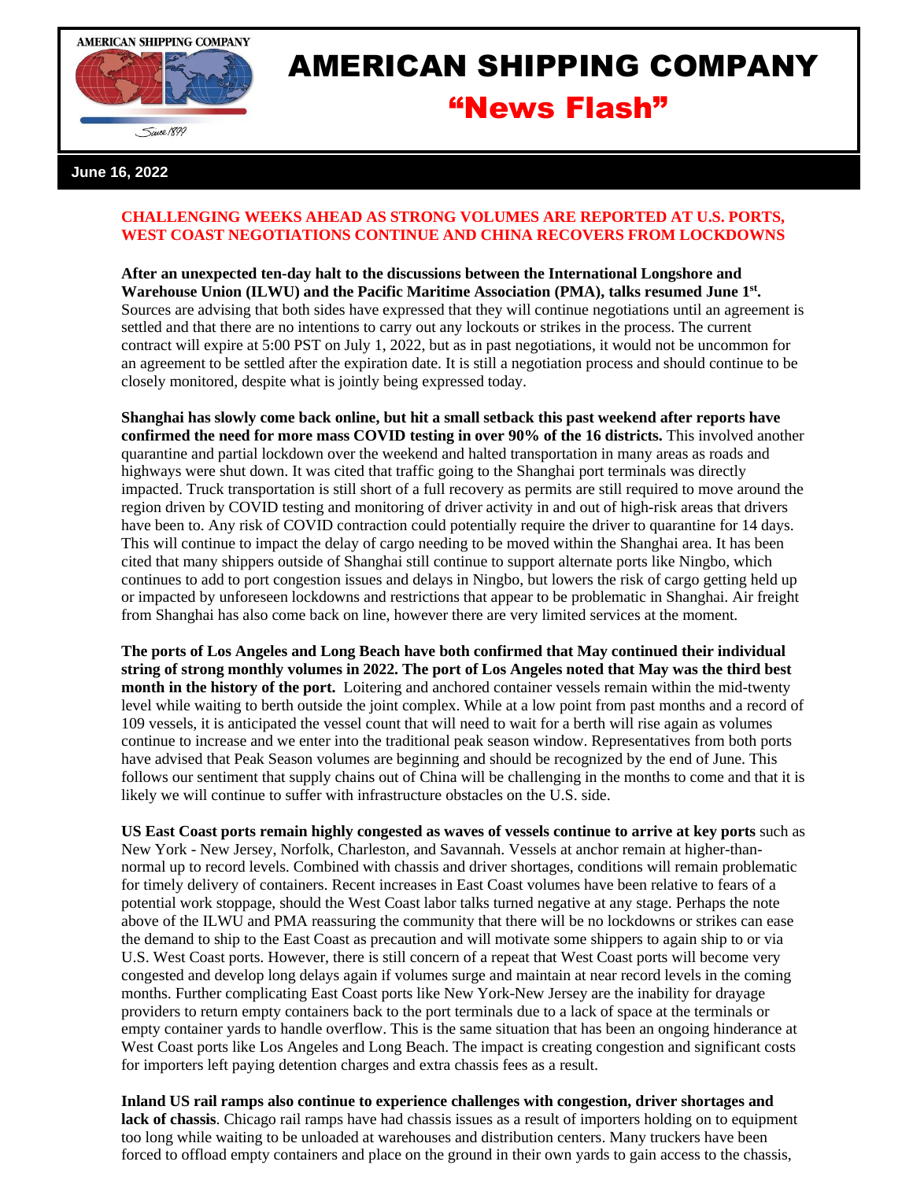# AMERICAN SHIPPING COMPANY

## "News Flash"

**June 16, 2022**

### CHALLENGING WEEKS AHEAD AS STRONG VOLUMES ARE REPORTED AT U.S. PORTS, WEST COAST NEGOTIATIONS CONTINUE AND CHINA RECOVERS FROM LOCKDOWNS

**After an unexpected ten-day halt to the discussions between the International Longshore and Warehouse Union (ILWU) and the Pacific Maritime Association (PMA), talks resumed June 1st.** Sources are advising that both sides have expressed that they will continue negotiations until an agreement is settled and that there are no intentions to carry out any lockouts or strikes in the process. The current contract will expire at 5:00 PST on July 1, 2022, but as in past negotiations, it would not be uncommon for an agreement to be settled after the expiration date. It is still a negotiation process and should continue to be closely monitored, despite what is jointly being expressed today.

**Shanghai has slowly come back online, but hit a small setback this past weekend after reports have confirmed the need for more mass COVID testing in over 90% of the 16 districts.** This involved another quarantine and partial lockdown over the weekend and halted transportation in many areas as roads and highways were shut down. It was cited that traffic going to the Shanghai port terminals was directly impacted. Truck transportation is still short of a full recovery as permits are still required to move around the region driven by COVID testing and monitoring of driver activity in and out of high-risk areas that drivers have been to. Any risk of COVID contraction could potentially require the driver to quarantine for 14 days. This will continue to impact the delay of cargo needing to be moved within the Shanghai area. It has been cited that many shippers outside of Shanghai still continue to support alternate ports like Ningbo, which continues to add to port congestion issues and delays in Ningbo, but lowers the risk of cargo getting held up or impacted by unforeseen lockdowns and restrictions that appear to be problematic in Shanghai. Air freight from Shanghai has also come back on line, however there are very limited services at the moment.

**The ports of Los Angeles and Long Beach have both confirmed that May continued their individual string of strong monthly volumes in 2022. The port of Los Angeles noted that May was the third best month in the history of the port.** Loitering and anchored container vessels remain within the mid-twenty level while waiting to berth outside the joint complex. While at a low point from past months and a record of 109 vessels, it is anticipated the vessel count that will need to wait for a berth will rise again as volumes continue to increase and we enter into the traditional peak season window. Representatives from both ports have advised that Peak Season volumes are beginning and should be recognized by the end of June. This follows our sentiment that supply chains out of China will be challenging in the months to come and that it is likely we will continue to suffer with infrastructure obstacles on the U.S. side.

**US East Coast ports remain highly congested as waves of vessels continue to arrive at key ports** such as New York - New Jersey, Norfolk, Charleston, and Savannah. Vessels at anchor remain at higher-than-normal up to record levels. Combined with chassis and driver shortages, conditions will remain problematic for timely delivery of containers. Recent increases in East Coast volumes have been relative to fears of a potential work stoppage, should the West Coast labor talks turned negative at any stage. Perhaps the note above of the ILWU and PMA reassuring the community that there will be no lockdowns or strikes can ease the demand to ship to the East Coast as precaution and will motivate some shippers to again ship to or via U.S. West Coast ports. However, there is still concern of a repeat that West Coast ports will become very congested and develop long delays again if volumes surge and maintain at near record levels in the coming months. Further complicating East Coast ports like New York-New Jersey are the inability for drayage providers to return empty containers back to the port terminals due to a lack of space at the terminals or empty container yards to handle overflow. This is the same situation that has been an ongoing hinderance at West Coast ports like Los Angeles and Long Beach. The impact is creating congestion and significant costs for importers left paying detention charges and extra chassis fees as a result.

**Inland US rail ramps also continue to experience challenges with congestion, driver shortages and lack of chassis**. Chicago rail ramps have had chassis issues as a result of importers holding on to equipment too long while waiting to be unloaded at warehouses and distribution centers. Many truckers have been forced to offload empty containers and place on the ground in their own yards to gain access to the chassis,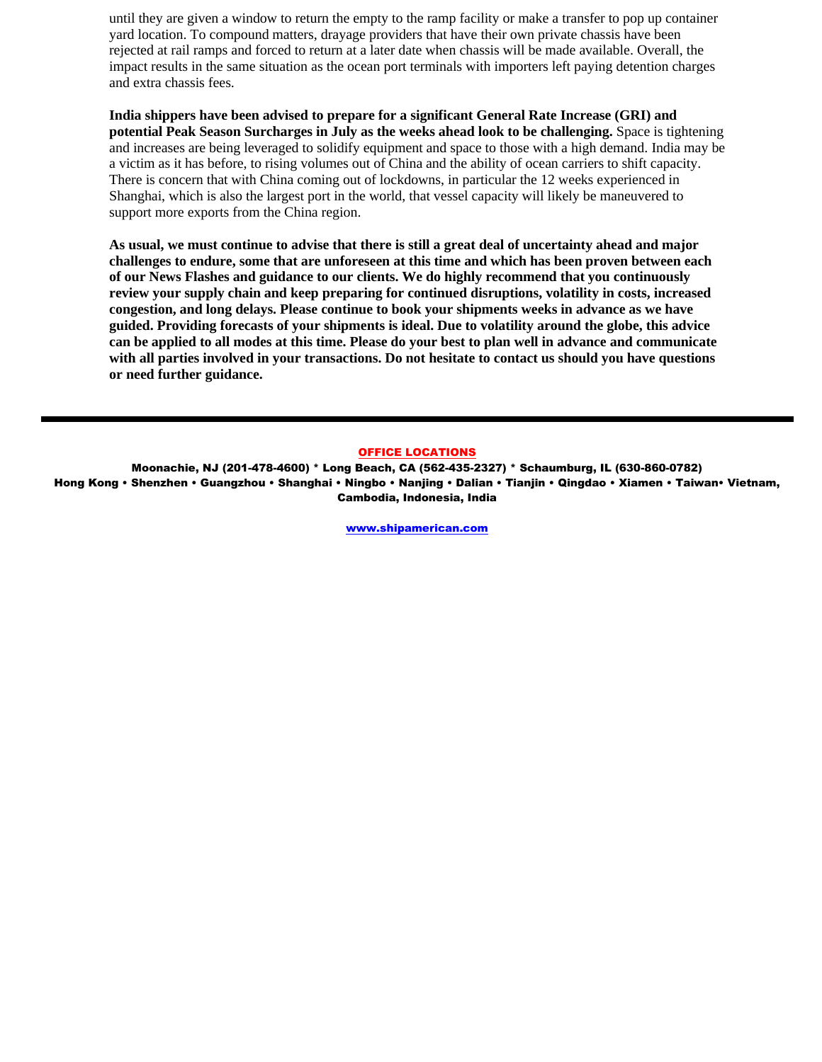until they are given a window to return the empty to the ramp facility or make a transfer to pop up container yard location. To compound matters, drayage providers that have their own private chassis have been rejected at rail ramps and forced to return at a later date when chassis will be made available. Overall, the impact results in the same situation as the ocean port terminals with importers left paying detention charges and extra chassis fees.

**India shippers have been advised to prepare for a significant General Rate Increase (GRI) and potential Peak Season Surcharges in July as the weeks ahead look to be challenging.** Space is tightening and increases are being leveraged to solidify equipment and space to those with a high demand. India may be a victim as it has before, to rising volumes out of China and the ability of ocean carriers to shift capacity. There is concern that with China coming out of lockdowns, in particular the 12 weeks experienced in Shanghai, which is also the largest port in the world, that vessel capacity will likely be maneuvered to support more exports from the China region.

**As usual, we must continue to advise that there is still a great deal of uncertainty ahead and major challenges to endure, some that are unforeseen at this time and which has been proven between each of our News Flashes and guidance to our clients. We do highly recommend that you continuously review your supply chain and keep preparing for continued disruptions, volatility in costs, increased congestion, and long delays. Please continue to book your shipments weeks in advance as we have guided. Providing forecasts of your shipments is ideal. Due to volatility around the globe, this advice can be applied to all modes at this time. Please do your best to plan well in advance and communicate with all parties involved in your transactions. Do not hesitate to contact us should you have questions or need further guidance.**

---

**OFFICE LOCATIONS**

**Moonachie, NJ (201-478-4600) * Long Beach, CA (562-435-2327) * Schaumburg, IL (630-860-0782)**
**Hong Kong • Shenzhen • Guangzhou • Shanghai • Ningbo • Nanjing • Dalian • Tianjin • Qingdao • Xiamen • Taiwan• Vietnam, Cambodia, Indonesia, India**

**www.shipamerican.com**